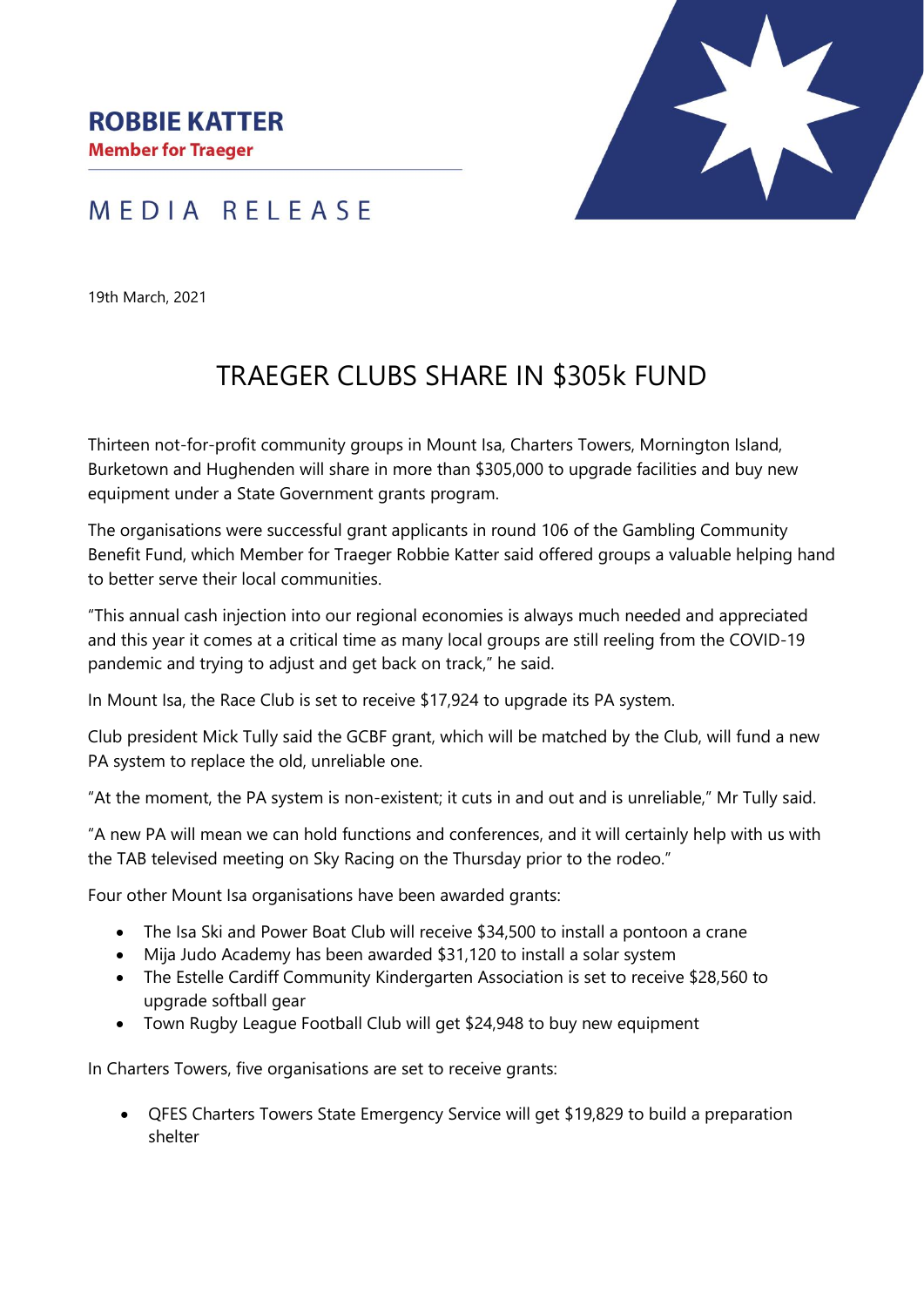**ROBBIE KATTER**
**Member for Traeger**

MEDIA RELEASE

19th March, 2021

# TRAEGER CLUBS SHARE IN $305k FUND

Thirteen not-for-profit community groups in Mount Isa, Charters Towers, Mornington Island, Burketown and Hughenden will share in more than $305,000 to upgrade facilities and buy new equipment under a State Government grants program.

The organisations were successful grant applicants in round 106 of the Gambling Community Benefit Fund, which Member for Traeger Robbie Katter said offered groups a valuable helping hand to better serve their local communities.

"This annual cash injection into our regional economies is always much needed and appreciated and this year it comes at a critical time as many local groups are still reeling from the COVID-19 pandemic and trying to adjust and get back on track," he said.

In Mount Isa, the Race Club is set to receive $17,924 to upgrade its PA system.

Club president Mick Tully said the GCBF grant, which will be matched by the Club, will fund a new PA system to replace the old, unreliable one.

"At the moment, the PA system is non-existent; it cuts in and out and is unreliable," Mr Tully said.

"A new PA will mean we can hold functions and conferences, and it will certainly help with us with the TAB televised meeting on Sky Racing on the Thursday prior to the rodeo."

Four other Mount Isa organisations have been awarded grants:

- The Isa Ski and Power Boat Club will receive $34,500 to install a pontoon a crane
- Mija Judo Academy has been awarded $31,120 to install a solar system
- The Estelle Cardiff Community Kindergarten Association is set to receive $28,560 to upgrade softball gear
- Town Rugby League Football Club will get $24,948 to buy new equipment

In Charters Towers, five organisations are set to receive grants:

- QFES Charters Towers State Emergency Service will get $19,829 to build a preparation shelter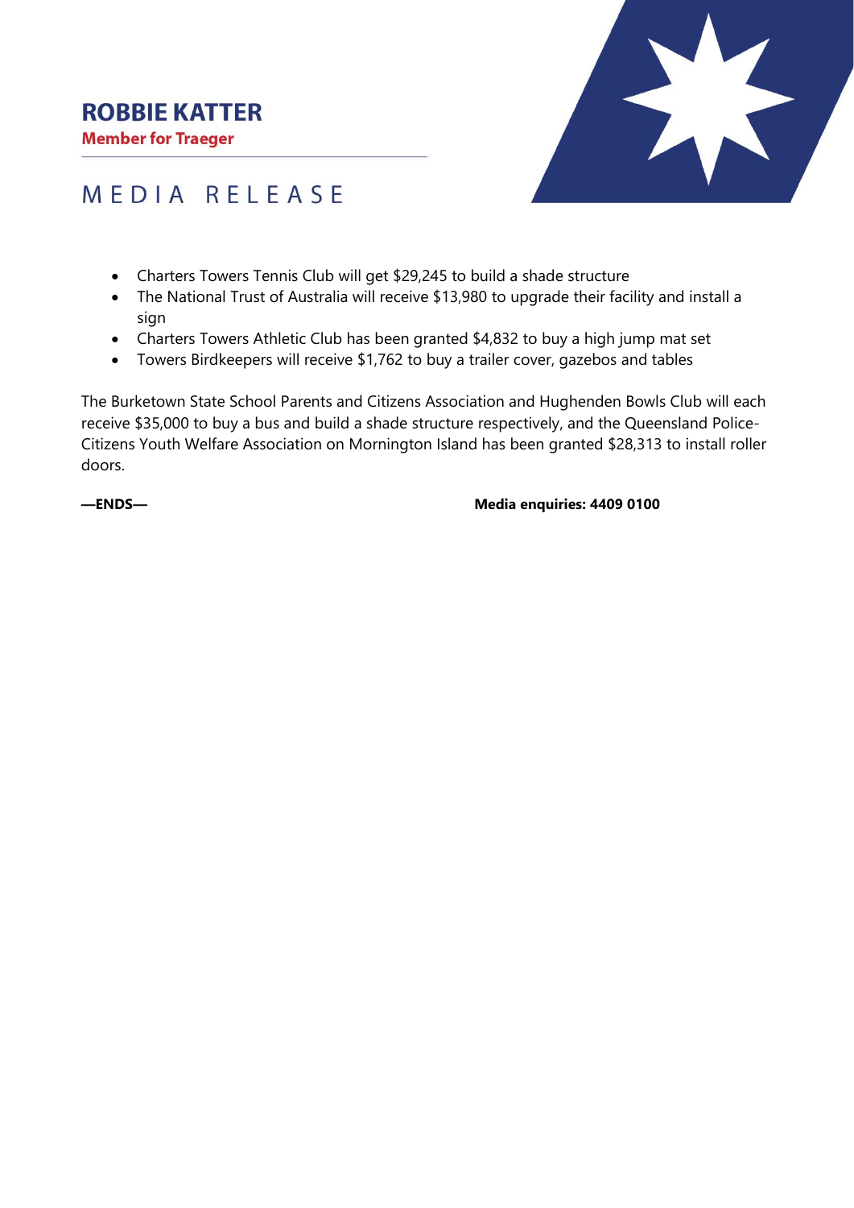**ROBBIE KATTER**

**Member for Traeger**

MEDIA RELEASE

- Charters Towers Tennis Club will get $29,245 to build a shade structure
- The National Trust of Australia will receive $13,980 to upgrade their facility and install a sign
- Charters Towers Athletic Club has been granted $4,832 to buy a high jump mat set
- Towers Birdkeepers will receive $1,762 to buy a trailer cover, gazebos and tables

The Burketown State School Parents and Citizens Association and Hughenden Bowls Club will each receive $35,000 to buy a bus and build a shade structure respectively, and the Queensland Police-Citizens Youth Welfare Association on Mornington Island has been granted $28,313 to install roller doors.

**—ENDS—**

**Media enquiries: 4409 0100**